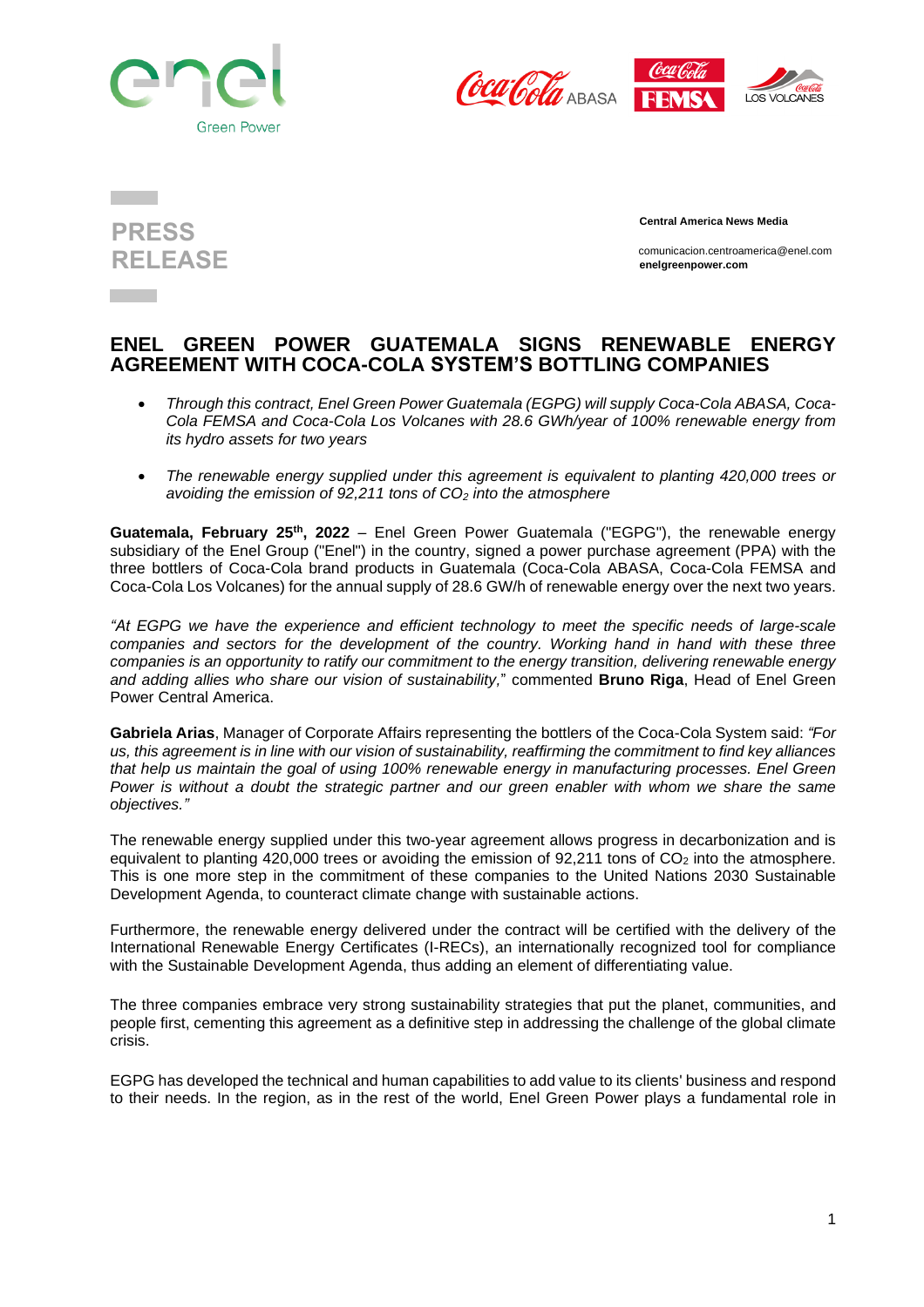PRESS RELEASE

**Central America News Media**

comunicacion.centroamerica@enel.com
**enelgreenpower.com**

# ENEL GREEN POWER GUATEMALA SIGNS RENEWABLE ENERGY AGREEMENT WITH COCA-COLA SYSTEM'S BOTTLING COMPANIES

- *Through this contract, Enel Green Power Guatemala (EGPG) will supply Coca-Cola ABASA, Coca-Cola FEMSA and Coca-Cola Los Volcanes with 28.6 GWh/year of 100% renewable energy from its hydro assets for two years*
- *The renewable energy supplied under this agreement is equivalent to planting 420,000 trees or avoiding the emission of 92,211 tons of $CO_2$ into the atmosphere*

**Guatemala, February 25th, 2022** – Enel Green Power Guatemala ("EGPG"), the renewable energy subsidiary of the Enel Group ("Enel") in the country, signed a power purchase agreement (PPA) with the three bottlers of Coca-Cola brand products in Guatemala (Coca-Cola ABASA, Coca-Cola FEMSA and Coca-Cola Los Volcanes) for the annual supply of 28.6 GW/h of renewable energy over the next two years.

*"At EGPG we have the experience and efficient technology to meet the specific needs of large-scale companies and sectors for the development of the country. Working hand in hand with these three companies is an opportunity to ratify our commitment to the energy transition, delivering renewable energy and adding allies who share our vision of sustainability,"* commented **Bruno Riga**, Head of Enel Green Power Central America.

**Gabriela Arias**, Manager of Corporate Affairs representing the bottlers of the Coca-Cola System said: *"For us, this agreement is in line with our vision of sustainability, reaffirming the commitment to find key alliances that help us maintain the goal of using 100% renewable energy in manufacturing processes. Enel Green Power is without a doubt the strategic partner and our green enabler with whom we share the same objectives."*

The renewable energy supplied under this two-year agreement allows progress in decarbonization and is equivalent to planting 420,000 trees or avoiding the emission of 92,211 tons of $CO_2$ into the atmosphere. This is one more step in the commitment of these companies to the United Nations 2030 Sustainable Development Agenda, to counteract climate change with sustainable actions.

Furthermore, the renewable energy delivered under the contract will be certified with the delivery of the International Renewable Energy Certificates (I-RECs), an internationally recognized tool for compliance with the Sustainable Development Agenda, thus adding an element of differentiating value.

The three companies embrace very strong sustainability strategies that put the planet, communities, and people first, cementing this agreement as a definitive step in addressing the challenge of the global climate crisis.

EGPG has developed the technical and human capabilities to add value to its clients' business and respond to their needs. In the region, as in the rest of the world, Enel Green Power plays a fundamental role in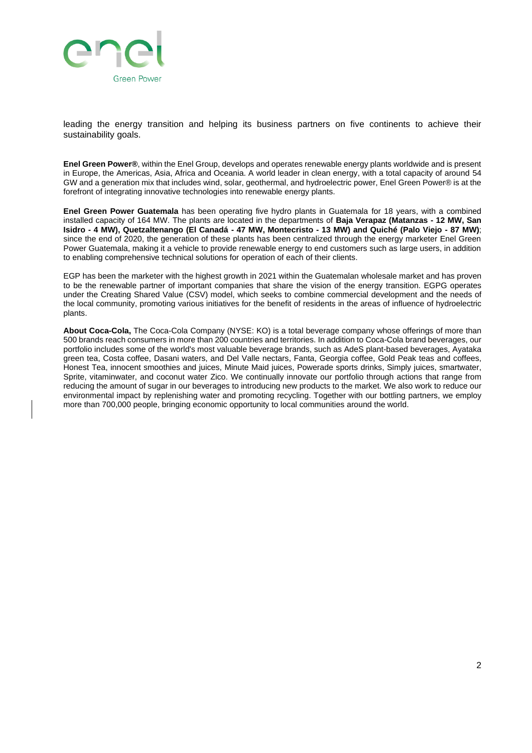leading the energy transition and helping its business partners on five continents to achieve their sustainability goals.

**Enel Green Power®**, within the Enel Group, develops and operates renewable energy plants worldwide and is present in Europe, the Americas, Asia, Africa and Oceania. A world leader in clean energy, with a total capacity of around 54 GW and a generation mix that includes wind, solar, geothermal, and hydroelectric power, Enel Green Power® is at the forefront of integrating innovative technologies into renewable energy plants.

**Enel Green Power Guatemala** has been operating five hydro plants in Guatemala for 18 years, with a combined installed capacity of 164 MW. The plants are located in the departments of **Baja Verapaz (Matanzas - 12 MW, San Isidro - 4 MW), Quetzaltenango (El Canadá - 47 MW, Montecristo - 13 MW) and Quiché (Palo Viejo - 87 MW)**; since the end of 2020, the generation of these plants has been centralized through the energy marketer Enel Green Power Guatemala, making it a vehicle to provide renewable energy to end customers such as large users, in addition to enabling comprehensive technical solutions for operation of each of their clients.

EGP has been the marketer with the highest growth in 2021 within the Guatemalan wholesale market and has proven to be the renewable partner of important companies that share the vision of the energy transition. EGPG operates under the Creating Shared Value (CSV) model, which seeks to combine commercial development and the needs of the local community, promoting various initiatives for the benefit of residents in the areas of influence of hydroelectric plants.

**About Coca-Cola,** The Coca-Cola Company (NYSE: KO) is a total beverage company whose offerings of more than 500 brands reach consumers in more than 200 countries and territories. In addition to Coca-Cola brand beverages, our portfolio includes some of the world's most valuable beverage brands, such as AdeS plant-based beverages, Ayataka green tea, Costa coffee, Dasani waters, and Del Valle nectars, Fanta, Georgia coffee, Gold Peak teas and coffees, Honest Tea, innocent smoothies and juices, Minute Maid juices, Powerade sports drinks, Simply juices, smartwater, Sprite, vitaminwater, and coconut water Zico. We continually innovate our portfolio through actions that range from reducing the amount of sugar in our beverages to introducing new products to the market. We also work to reduce our environmental impact by replenishing water and promoting recycling. Together with our bottling partners, we employ more than 700,000 people, bringing economic opportunity to local communities around the world.